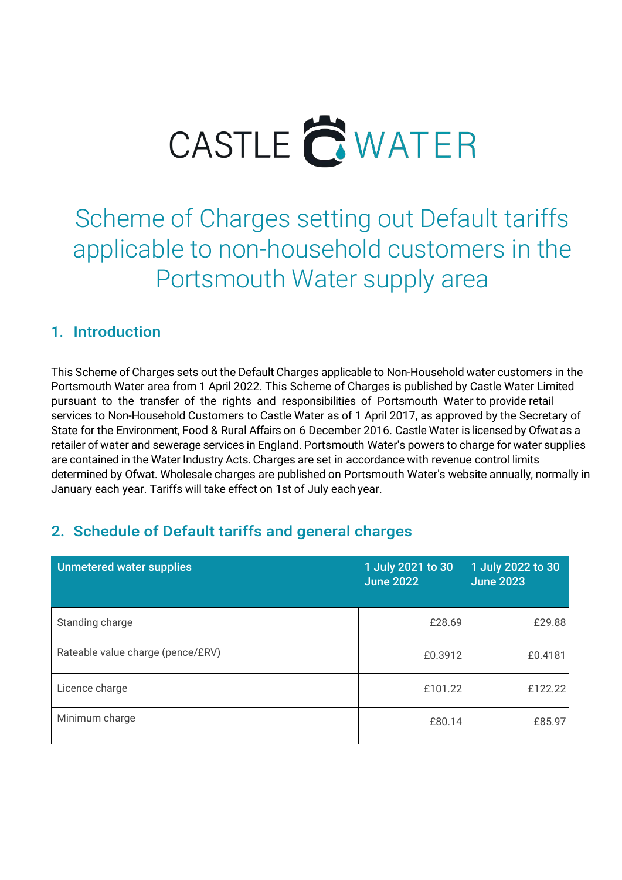CASTLE WATER

# Scheme of Charges setting out Default tariffs applicable to non-household customers in the Portsmouth Water supply area

## 1. Introduction

This Scheme of Charges sets out the Default Charges applicable to Non-Household water customers in the Portsmouth Water area from 1 April 2022. This Scheme of Charges is published by Castle Water Limited pursuant to the transfer of the rights and responsibilities of Portsmouth Water to provide retail services to Non-Household Customers to Castle Water as of 1 April 2017, as approved by the Secretary of State for the Environment, Food & Rural Affairs on 6 December 2016. Castle Water is licensed by Ofwat as a retailer of water and sewerage services in England. Portsmouth Water's powers to charge for water supplies are contained in the Water Industry Acts. Charges are set in accordance with revenue control limits determined by Ofwat. Wholesale charges are published on Portsmouth Water's website annually, normally in January each year. Tariffs will take effect on 1st of July each year.

## 2. Schedule of Default tariffs and general charges

| Unmetered water supplies | 1 July 2021 to 30 June 2022 | 1 July 2022 to 30 June 2023 |
|---|---|---|
| Standing charge | £28.69 | £29.88 |
| Rateable value charge (pence/£RV) | £0.3912 | £0.4181 |
| Licence charge | £101.22 | £122.22 |
| Minimum charge | £80.14 | £85.97 |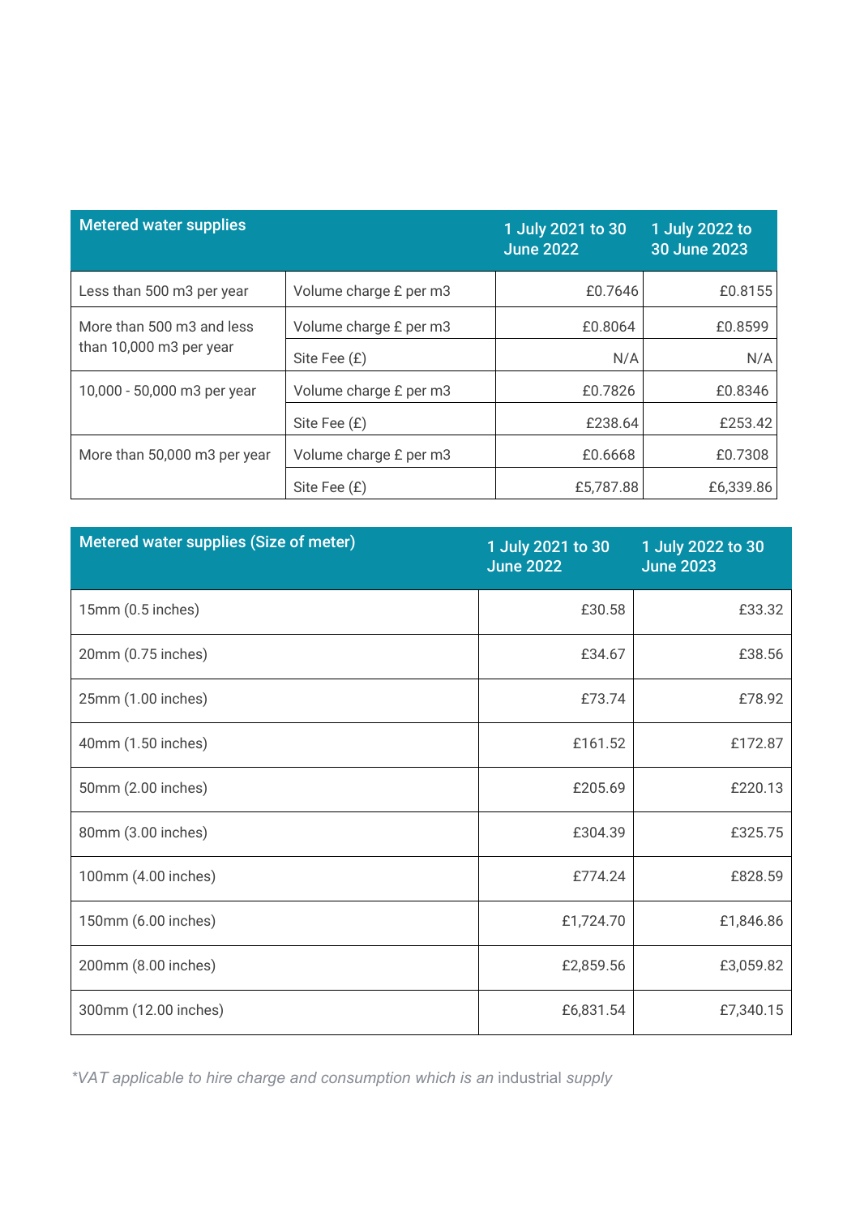| Metered water supplies | | 1 July 2021 to 30 June 2022 | 1 July 2022 to 30 June 2023 |
|---|---|---|---|
| Less than 500 m3 per year | Volume charge £ per m3 | £0.7646 | £0.8155 |
| More than 500 m3 and less than 10,000 m3 per year | Volume charge £ per m3 | £0.8064 | £0.8599 |
| | Site Fee (£) | N/A | N/A |
| 10,000 - 50,000 m3 per year | Volume charge £ per m3 | £0.7826 | £0.8346 |
| | Site Fee (£) | £238.64 | £253.42 |
| More than 50,000 m3 per year | Volume charge £ per m3 | £0.6668 | £0.7308 |
| | Site Fee (£) | £5,787.88 | £6,339.86 |

| Metered water supplies (Size of meter) | 1 July 2021 to 30 June 2022 | 1 July 2022 to 30 June 2023 |
|---|---|---|
| 15mm (0.5 inches) | £30.58 | £33.32 |
| 20mm (0.75 inches) | £34.67 | £38.56 |
| 25mm (1.00 inches) | £73.74 | £78.92 |
| 40mm (1.50 inches) | £161.52 | £172.87 |
| 50mm (2.00 inches) | £205.69 | £220.13 |
| 80mm (3.00 inches) | £304.39 | £325.75 |
| 100mm (4.00 inches) | £774.24 | £828.59 |
| 150mm (6.00 inches) | £1,724.70 | £1,846.86 |
| 200mm (8.00 inches) | £2,859.56 | £3,059.82 |
| 300mm (12.00 inches) | £6,831.54 | £7,340.15 |

*\*VAT applicable to hire charge and consumption which is an industrial supply*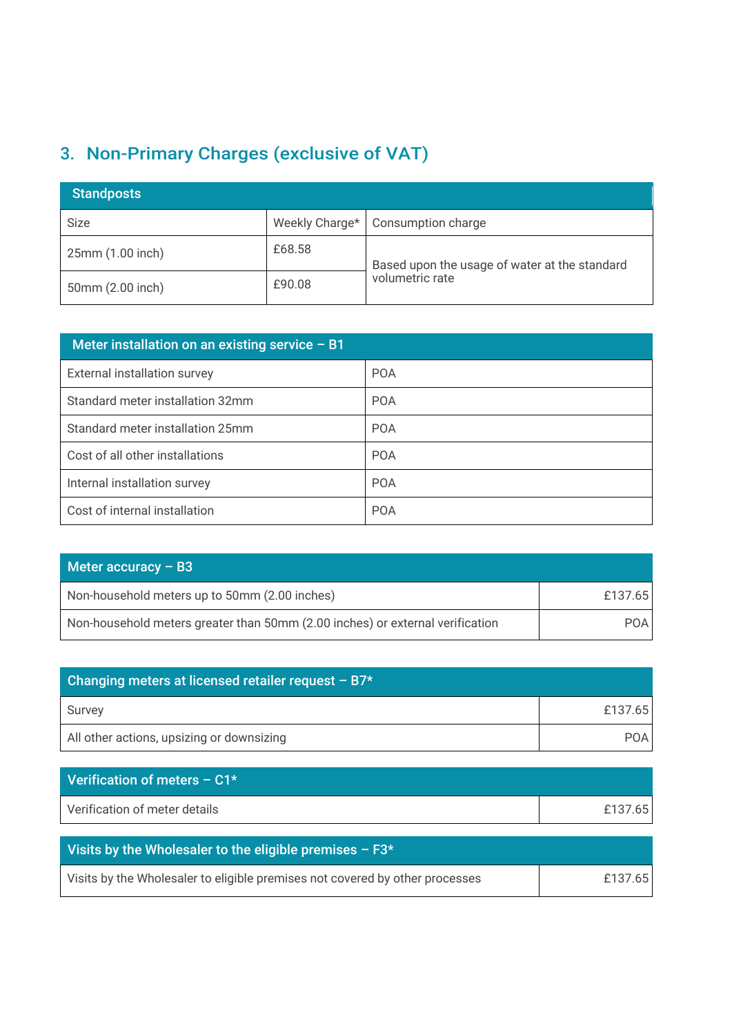## 3. Non-Primary Charges (exclusive of VAT)

| Standposts | | |
|---|---|---|
| Size | Weekly Charge* | Consumption charge |
| 25mm (1.00 inch) | £68.58 | Based upon the usage of water at the standard volumetric rate |
| 50mm (2.00 inch) | £90.08 | |

| Meter installation on an existing service – B1 | |
|---|---|
| External installation survey | POA |
| Standard meter installation 32mm | POA |
| Standard meter installation 25mm | POA |
| Cost of all other installations | POA |
| Internal installation survey | POA |
| Cost of internal installation | POA |

| Meter accuracy – B3 | |
|---|---|
| Non-household meters up to 50mm (2.00 inches) | £137.65 |
| Non-household meters greater than 50mm (2.00 inches) or external verification | POA |

| Changing meters at licensed retailer request – B7* | |
|---|---|
| Survey | £137.65 |
| All other actions, upsizing or downsizing | POA |

| Verification of meters – C1* | |
|---|---|
| Verification of meter details | £137.65 |

| Visits by the Wholesaler to the eligible premises – F3* | |
|---|---|
| Visits by the Wholesaler to eligible premises not covered by other processes | £137.65 |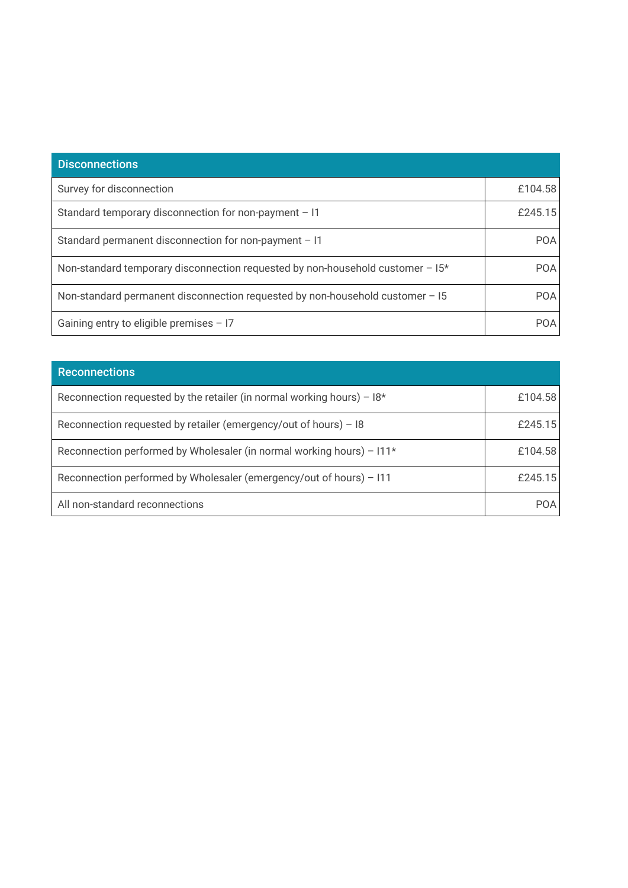| Disconnections | |
|---|---|
| Survey for disconnection | £104.58 |
| Standard temporary disconnection for non-payment – I1 | £245.15 |
| Standard permanent disconnection for non-payment – I1 | POA |
| Non-standard temporary disconnection requested by non-household customer – I5* | POA |
| Non-standard permanent disconnection requested by non-household customer – I5 | POA |
| Gaining entry to eligible premises – I7 | POA |

| Reconnections | |
|---|---|
| Reconnection requested by the retailer (in normal working hours) – I8* | £104.58 |
| Reconnection requested by retailer (emergency/out of hours) – I8 | £245.15 |
| Reconnection performed by Wholesaler (in normal working hours) – I11* | £104.58 |
| Reconnection performed by Wholesaler (emergency/out of hours) – I11 | £245.15 |
| All non-standard reconnections | POA |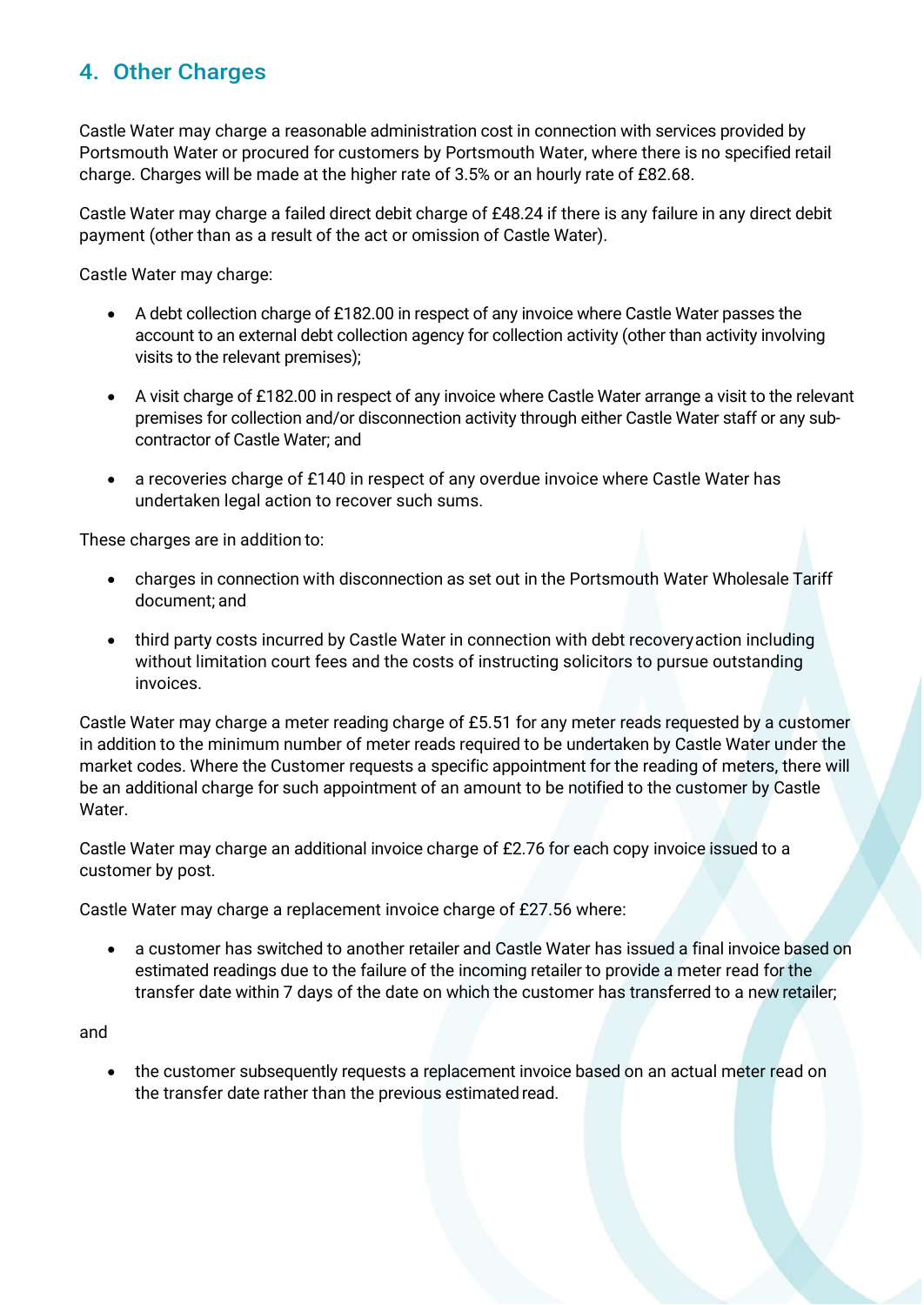## 4. Other Charges

Castle Water may charge a reasonable administration cost in connection with services provided by Portsmouth Water or procured for customers by Portsmouth Water, where there is no specified retail charge. Charges will be made at the higher rate of 3.5% or an hourly rate of £82.68.

Castle Water may charge a failed direct debit charge of £48.24 if there is any failure in any direct debit payment (other than as a result of the act or omission of Castle Water).

Castle Water may charge:

- A debt collection charge of £182.00 in respect of any invoice where Castle Water passes the account to an external debt collection agency for collection activity (other than activity involving visits to the relevant premises);
- A visit charge of £182.00 in respect of any invoice where Castle Water arrange a visit to the relevant premises for collection and/or disconnection activity through either Castle Water staff or any sub-contractor of Castle Water; and
- a recoveries charge of £140 in respect of any overdue invoice where Castle Water has undertaken legal action to recover such sums.

These charges are in addition to:

- charges in connection with disconnection as set out in the Portsmouth Water Wholesale Tariff document; and
- third party costs incurred by Castle Water in connection with debt recovery action including without limitation court fees and the costs of instructing solicitors to pursue outstanding invoices.

Castle Water may charge a meter reading charge of £5.51 for any meter reads requested by a customer in addition to the minimum number of meter reads required to be undertaken by Castle Water under the market codes. Where the Customer requests a specific appointment for the reading of meters, there will be an additional charge for such appointment of an amount to be notified to the customer by Castle Water.

Castle Water may charge an additional invoice charge of £2.76 for each copy invoice issued to a customer by post.

Castle Water may charge a replacement invoice charge of £27.56 where:

- a customer has switched to another retailer and Castle Water has issued a final invoice based on estimated readings due to the failure of the incoming retailer to provide a meter read for the transfer date within 7 days of the date on which the customer has transferred to a new retailer;

and

- the customer subsequently requests a replacement invoice based on an actual meter read on the transfer date rather than the previous estimated read.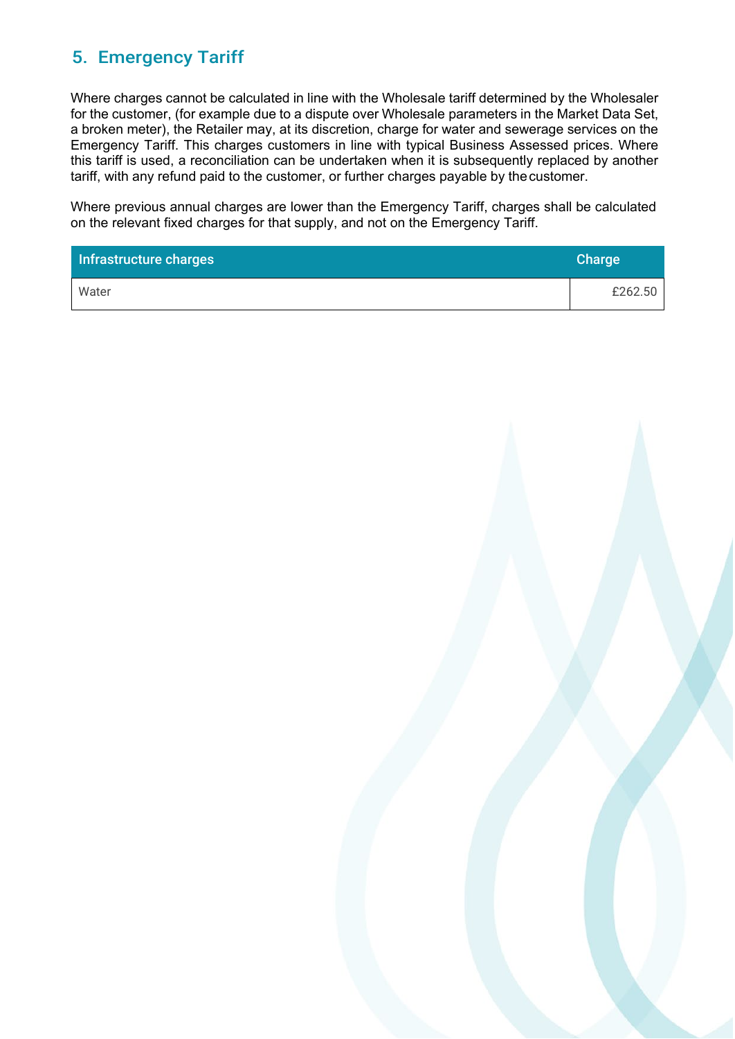## 5. Emergency Tariff

Where charges cannot be calculated in line with the Wholesale tariff determined by the Wholesaler for the customer, (for example due to a dispute over Wholesale parameters in the Market Data Set, a broken meter), the Retailer may, at its discretion, charge for water and sewerage services on the Emergency Tariff. This charges customers in line with typical Business Assessed prices. Where this tariff is used, a reconciliation can be undertaken when it is subsequently replaced by another tariff, with any refund paid to the customer, or further charges payable by the customer.

Where previous annual charges are lower than the Emergency Tariff, charges shall be calculated on the relevant fixed charges for that supply, and not on the Emergency Tariff.

| Infrastructure charges | Charge |
|---|---|
| Water | £262.50 |